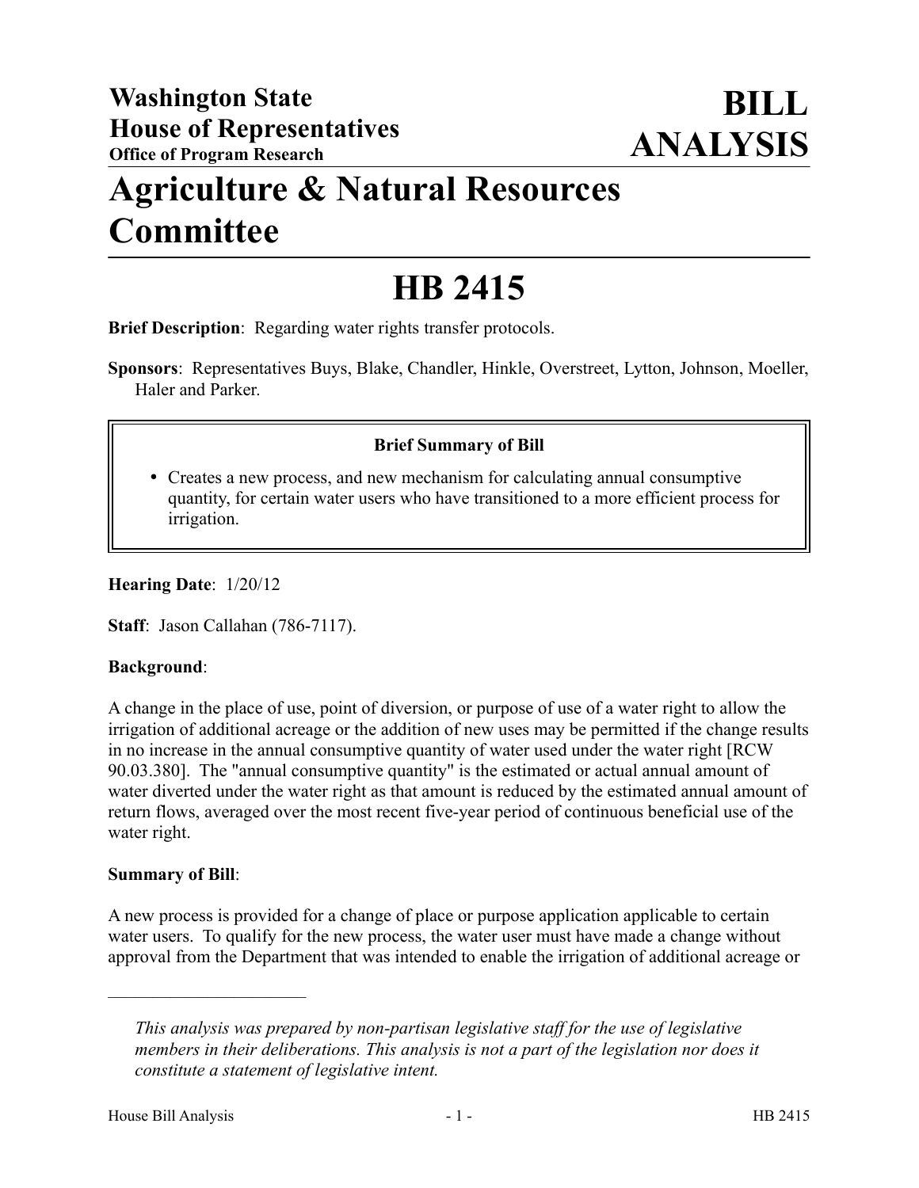**Washington State House of Representatives**
**Office of Program Research**

# BILL ANALYSIS

# Agriculture & Natural Resources Committee

# HB 2415

**Brief Description**: Regarding water rights transfer protocols.

**Sponsors**: Representatives Buys, Blake, Chandler, Hinkle, Overstreet, Lytton, Johnson, Moeller, Haler and Parker.

> **Brief Summary of Bill**
>
> - Creates a new process, and new mechanism for calculating annual consumptive quantity, for certain water users who have transitioned to a more efficient process for irrigation.

**Hearing Date**: 1/20/12

**Staff**: Jason Callahan (786-7117).

**Background**:

A change in the place of use, point of diversion, or purpose of use of a water right to allow the irrigation of additional acreage or the addition of new uses may be permitted if the change results in no increase in the annual consumptive quantity of water used under the water right [RCW 90.03.380]. The "annual consumptive quantity" is the estimated or actual annual amount of water diverted under the water right as that amount is reduced by the estimated annual amount of return flows, averaged over the most recent five-year period of continuous beneficial use of the water right.

**Summary of Bill**:

A new process is provided for a change of place or purpose application applicable to certain water users. To qualify for the new process, the water user must have made a change without approval from the Department that was intended to enable the irrigation of additional acreage or

---

*This analysis was prepared by non-partisan legislative staff for the use of legislative members in their deliberations. This analysis is not a part of the legislation nor does it constitute a statement of legislative intent.*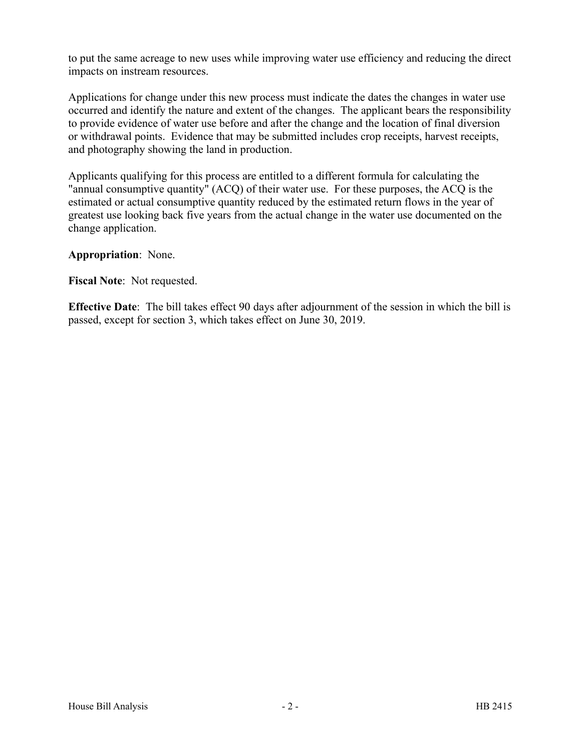to put the same acreage to new uses while improving water use efficiency and reducing the direct impacts on instream resources.

Applications for change under this new process must indicate the dates the changes in water use occurred and identify the nature and extent of the changes. The applicant bears the responsibility to provide evidence of water use before and after the change and the location of final diversion or withdrawal points. Evidence that may be submitted includes crop receipts, harvest receipts, and photography showing the land in production.

Applicants qualifying for this process are entitled to a different formula for calculating the "annual consumptive quantity" (ACQ) of their water use. For these purposes, the ACQ is the estimated or actual consumptive quantity reduced by the estimated return flows in the year of greatest use looking back five years from the actual change in the water use documented on the change application.

**Appropriation**: None.

**Fiscal Note**: Not requested.

**Effective Date**: The bill takes effect 90 days after adjournment of the session in which the bill is passed, except for section 3, which takes effect on June 30, 2019.